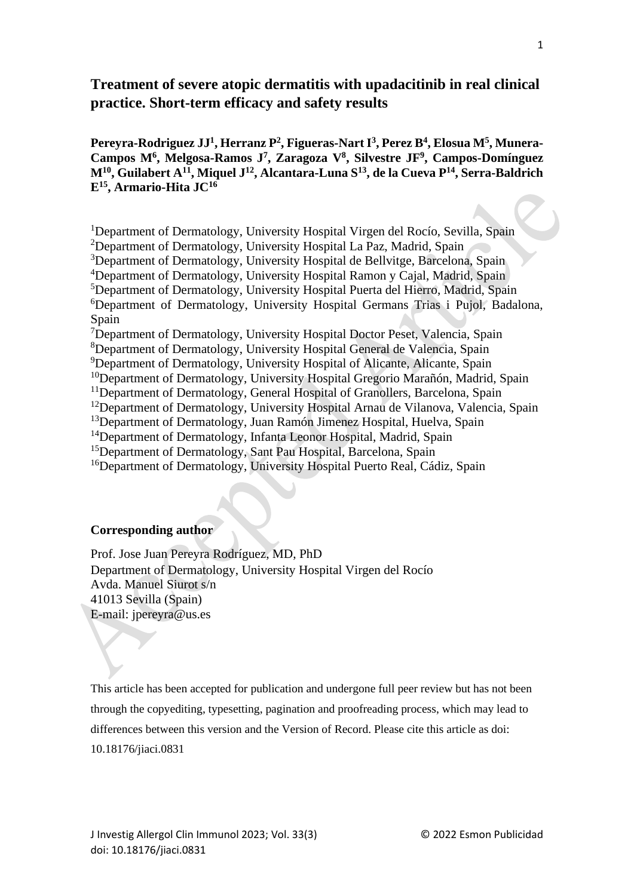# Treatment of severe atopic dermatitis with upadacitinib in real clinical practice. Short-term efficacy and safety results

**Pereyra-Rodriguez JJ[1], Herranz P[2], Figueras-Nart I[3], Perez B[4], Elosua M[5], Munera-Campos M[6], Melgosa-Ramos J[7], Zaragoza V[8], Silvestre JF[9], Campos-Domínguez M[10], Guilabert A[11], Miquel J[12], Alcantara-Luna S[13], de la Cueva P[14], Serra-Baldrich E[15], Armario-Hita JC[16]**

[1]Department of Dermatology, University Hospital Virgen del Rocío, Sevilla, Spain
[2]Department of Dermatology, University Hospital La Paz, Madrid, Spain
[3]Department of Dermatology, University Hospital de Bellvitge, Barcelona, Spain
[4]Department of Dermatology, University Hospital Ramon y Cajal, Madrid, Spain
[5]Department of Dermatology, University Hospital Puerta del Hierro, Madrid, Spain
[6]Department of Dermatology, University Hospital Germans Trias i Pujol, Badalona, Spain
[7]Department of Dermatology, University Hospital Doctor Peset, Valencia, Spain
[8]Department of Dermatology, University Hospital General de Valencia, Spain
[9]Department of Dermatology, University Hospital of Alicante, Alicante, Spain
[10]Department of Dermatology, University Hospital Gregorio Marañón, Madrid, Spain
[11]Department of Dermatology, General Hospital of Granollers, Barcelona, Spain
[12]Department of Dermatology, University Hospital Arnau de Vilanova, Valencia, Spain
[13]Department of Dermatology, Juan Ramón Jimenez Hospital, Huelva, Spain
[14]Department of Dermatology, Infanta Leonor Hospital, Madrid, Spain
[15]Department of Dermatology, Sant Pau Hospital, Barcelona, Spain
[16]Department of Dermatology, University Hospital Puerto Real, Cádiz, Spain

**Corresponding author**

Prof. Jose Juan Pereyra Rodríguez, MD, PhD
Department of Dermatology, University Hospital Virgen del Rocío
Avda. Manuel Siurot s/n
41013 Sevilla (Spain)
E-mail: jpereyra@us.es

This article has been accepted for publication and undergone full peer review but has not been through the copyediting, typesetting, pagination and proofreading process, which may lead to differences between this version and the Version of Record. Please cite this article as doi: 10.18176/jiaci.0831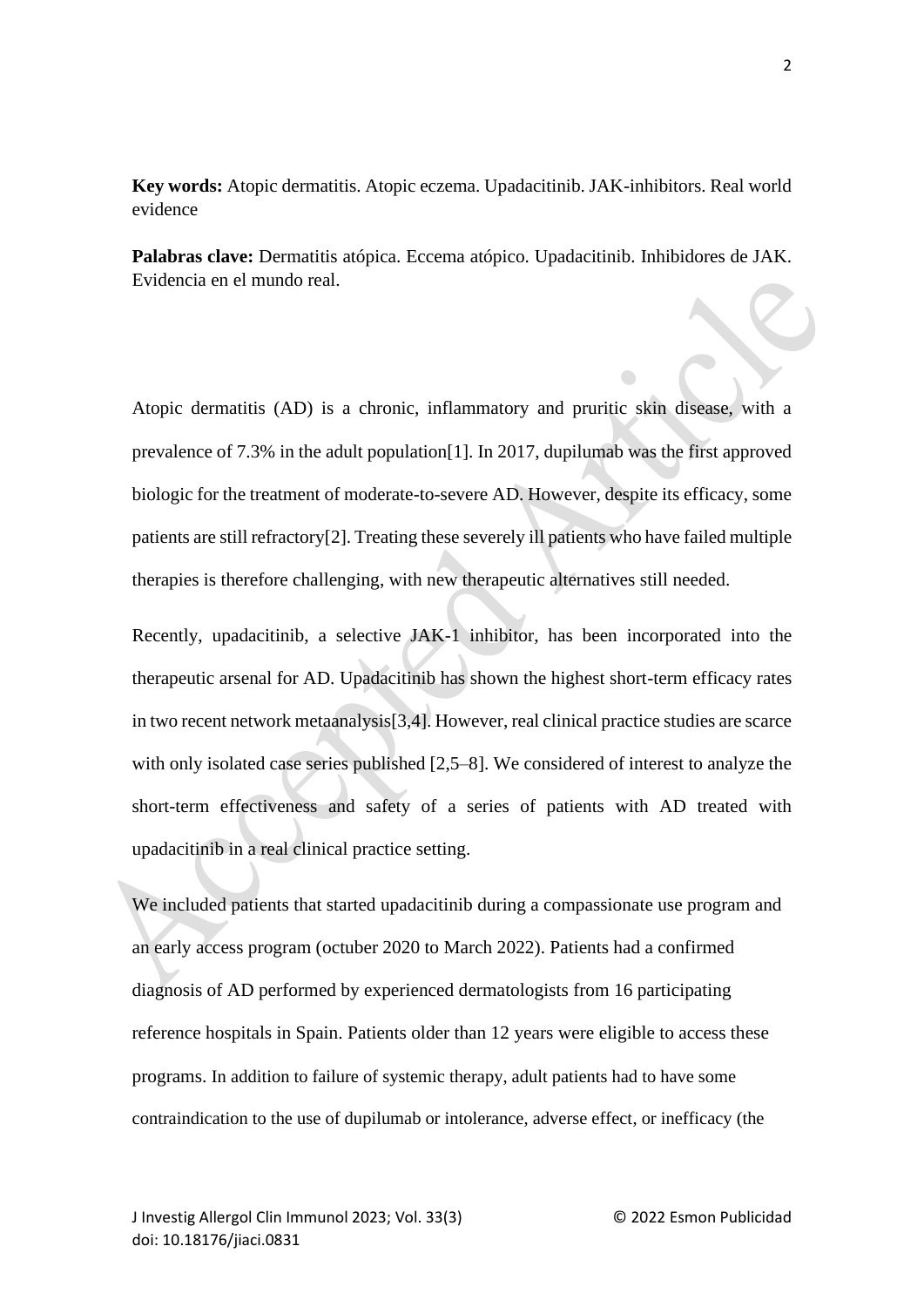**Key words:** Atopic dermatitis. Atopic eczema. Upadacitinib. JAK-inhibitors. Real world evidence

**Palabras clave:** Dermatitis atópica. Eccema atópico. Upadacitinib. Inhibidores de JAK. Evidencia en el mundo real.

Atopic dermatitis (AD) is a chronic, inflammatory and pruritic skin disease, with a prevalence of 7.3% in the adult population[1]. In 2017, dupilumab was the first approved biologic for the treatment of moderate-to-severe AD. However, despite its efficacy, some patients are still refractory[2]. Treating these severely ill patients who have failed multiple therapies is therefore challenging, with new therapeutic alternatives still needed.

Recently, upadacitinib, a selective JAK-1 inhibitor, has been incorporated into the therapeutic arsenal for AD. Upadacitinib has shown the highest short-term efficacy rates in two recent network metaanalysis[3,4]. However, real clinical practice studies are scarce with only isolated case series published [2,5–8]. We considered of interest to analyze the short-term effectiveness and safety of a series of patients with AD treated with upadacitinib in a real clinical practice setting.

We included patients that started upadacitinib during a compassionate use program and an early access program (octuber 2020 to March 2022). Patients had a confirmed diagnosis of AD performed by experienced dermatologists from 16 participating reference hospitals in Spain. Patients older than 12 years were eligible to access these programs. In addition to failure of systemic therapy, adult patients had to have some contraindication to the use of dupilumab or intolerance, adverse effect, or inefficacy (the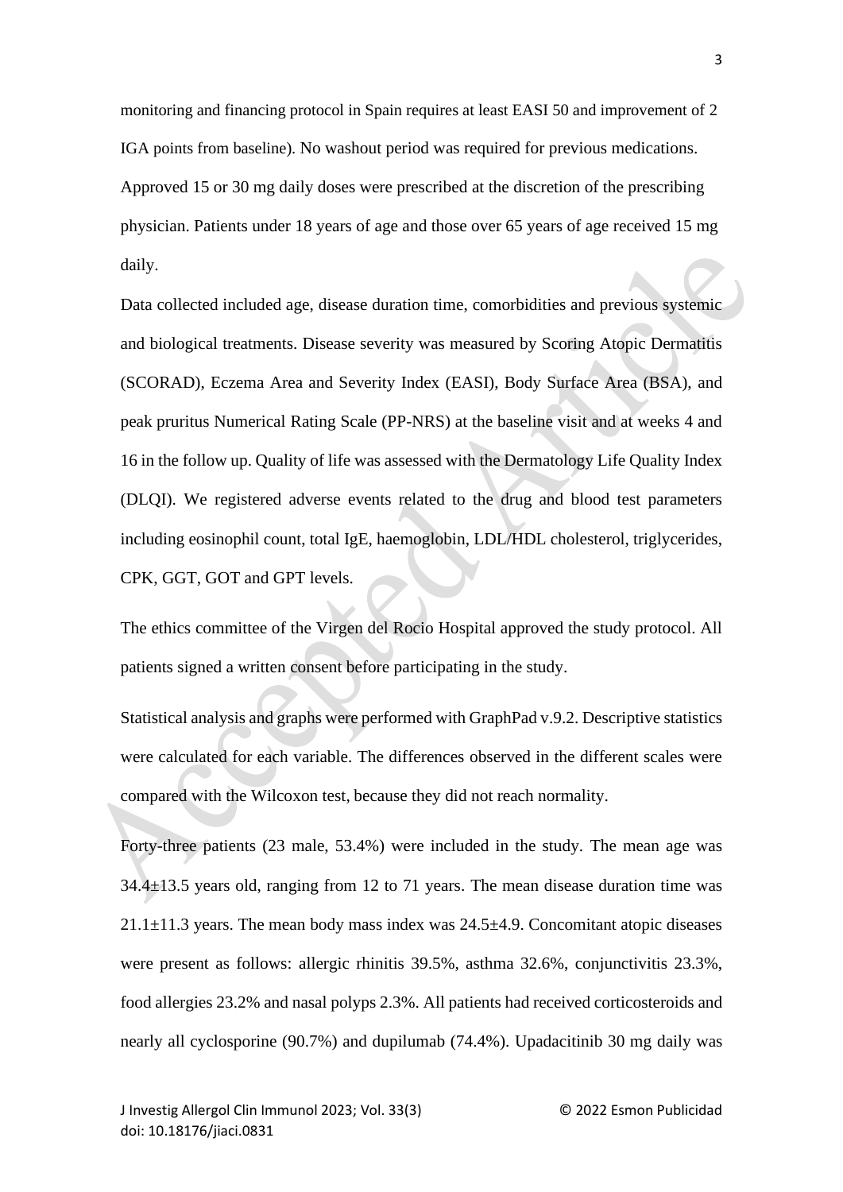monitoring and financing protocol in Spain requires at least EASI 50 and improvement of 2 IGA points from baseline). No washout period was required for previous medications. Approved 15 or 30 mg daily doses were prescribed at the discretion of the prescribing physician. Patients under 18 years of age and those over 65 years of age received 15 mg daily.

Data collected included age, disease duration time, comorbidities and previous systemic and biological treatments. Disease severity was measured by Scoring Atopic Dermatitis (SCORAD), Eczema Area and Severity Index (EASI), Body Surface Area (BSA), and peak pruritus Numerical Rating Scale (PP-NRS) at the baseline visit and at weeks 4 and 16 in the follow up. Quality of life was assessed with the Dermatology Life Quality Index (DLQI). We registered adverse events related to the drug and blood test parameters including eosinophil count, total IgE, haemoglobin, LDL/HDL cholesterol, triglycerides, CPK, GGT, GOT and GPT levels.

The ethics committee of the Virgen del Rocio Hospital approved the study protocol. All patients signed a written consent before participating in the study.

Statistical analysis and graphs were performed with GraphPad v.9.2. Descriptive statistics were calculated for each variable. The differences observed in the different scales were compared with the Wilcoxon test, because they did not reach normality.

Forty-three patients (23 male, 53.4%) were included in the study. The mean age was 34.4±13.5 years old, ranging from 12 to 71 years. The mean disease duration time was 21.1±11.3 years. The mean body mass index was 24.5±4.9. Concomitant atopic diseases were present as follows: allergic rhinitis 39.5%, asthma 32.6%, conjunctivitis 23.3%, food allergies 23.2% and nasal polyps 2.3%. All patients had received corticosteroids and nearly all cyclosporine (90.7%) and dupilumab (74.4%). Upadacitinib 30 mg daily was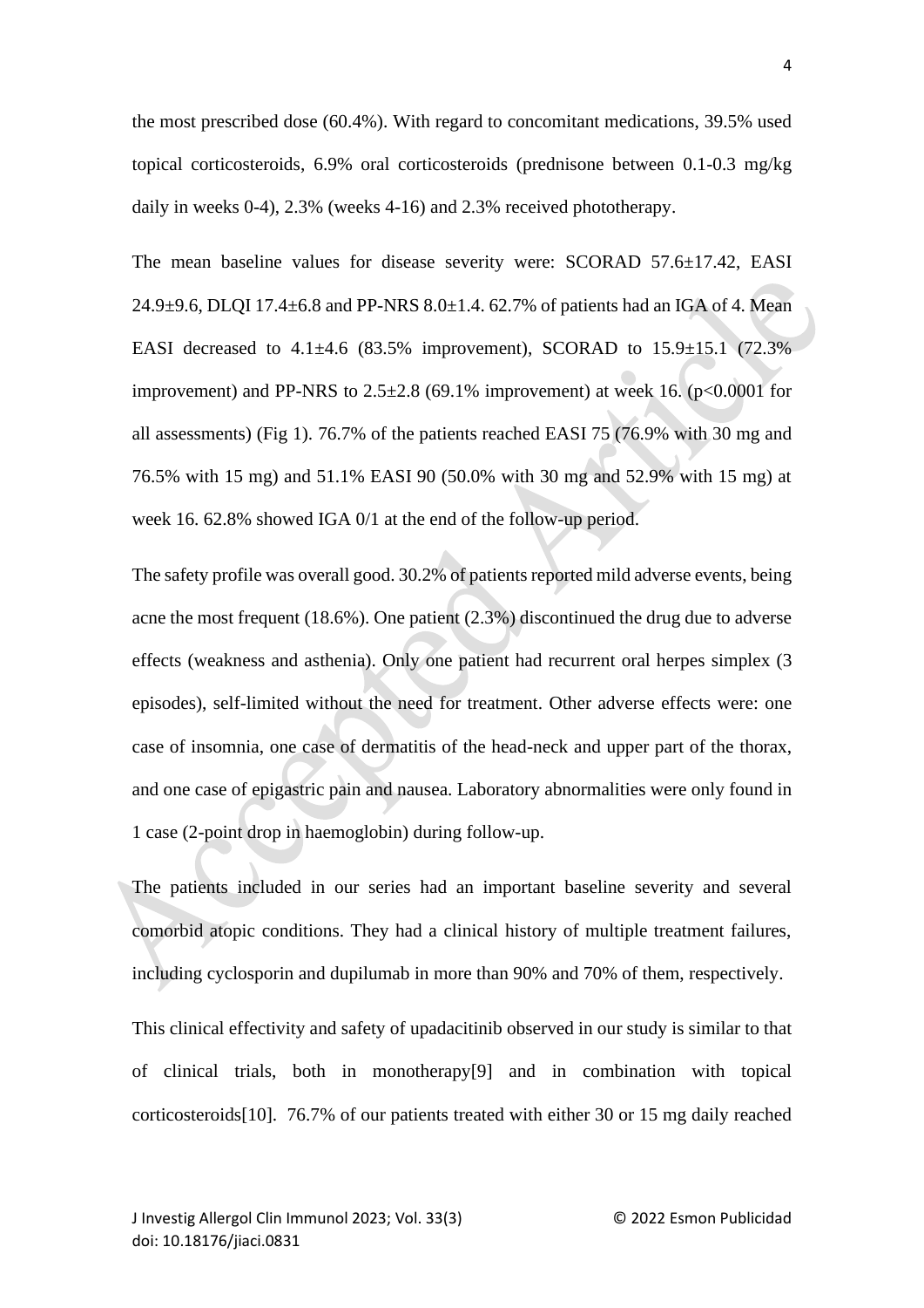the most prescribed dose (60.4%). With regard to concomitant medications, 39.5% used topical corticosteroids, 6.9% oral corticosteroids (prednisone between 0.1-0.3 mg/kg daily in weeks 0-4), 2.3% (weeks 4-16) and 2.3% received phototherapy.

The mean baseline values for disease severity were: SCORAD 57.6±17.42, EASI 24.9±9.6, DLQI 17.4±6.8 and PP-NRS 8.0±1.4. 62.7% of patients had an IGA of 4. Mean EASI decreased to 4.1±4.6 (83.5% improvement), SCORAD to 15.9±15.1 (72.3% improvement) and PP-NRS to 2.5±2.8 (69.1% improvement) at week 16. ($p<0.0001$ for all assessments) (Fig 1). 76.7% of the patients reached EASI 75 (76.9% with 30 mg and 76.5% with 15 mg) and 51.1% EASI 90 (50.0% with 30 mg and 52.9% with 15 mg) at week 16. 62.8% showed IGA 0/1 at the end of the follow-up period.

The safety profile was overall good. 30.2% of patients reported mild adverse events, being acne the most frequent (18.6%). One patient (2.3%) discontinued the drug due to adverse effects (weakness and asthenia). Only one patient had recurrent oral herpes simplex (3 episodes), self-limited without the need for treatment. Other adverse effects were: one case of insomnia, one case of dermatitis of the head-neck and upper part of the thorax, and one case of epigastric pain and nausea. Laboratory abnormalities were only found in 1 case (2-point drop in haemoglobin) during follow-up.

The patients included in our series had an important baseline severity and several comorbid atopic conditions. They had a clinical history of multiple treatment failures, including cyclosporin and dupilumab in more than 90% and 70% of them, respectively.

This clinical effectivity and safety of upadacitinib observed in our study is similar to that of clinical trials, both in monotherapy[9] and in combination with topical corticosteroids[10]. 76.7% of our patients treated with either 30 or 15 mg daily reached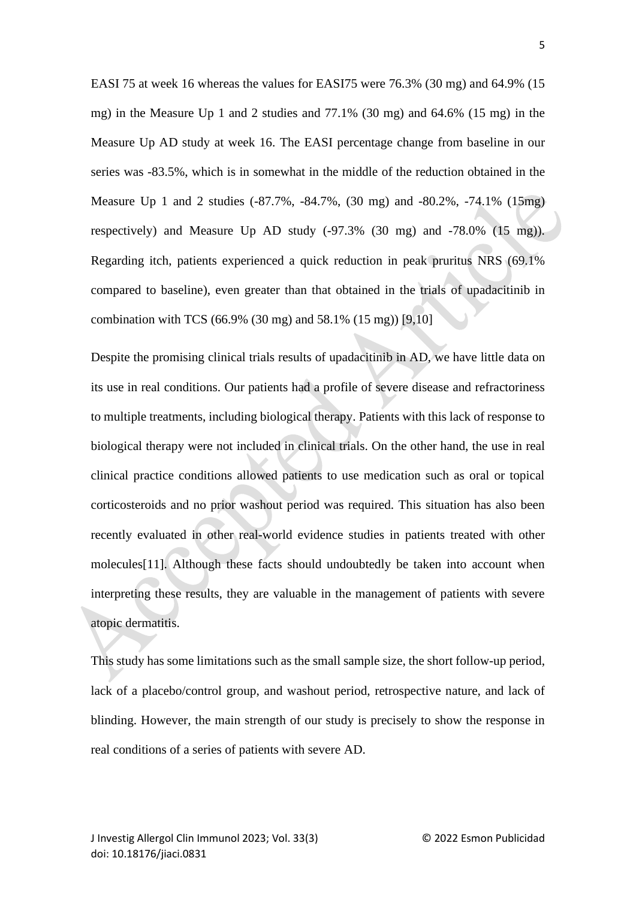EASI 75 at week 16 whereas the values for EASI75 were 76.3% (30 mg) and 64.9% (15 mg) in the Measure Up 1 and 2 studies and 77.1% (30 mg) and 64.6% (15 mg) in the Measure Up AD study at week 16. The EASI percentage change from baseline in our series was -83.5%, which is in somewhat in the middle of the reduction obtained in the Measure Up 1 and 2 studies (-87.7%, -84.7%, (30 mg) and -80.2%, -74.1% (15mg) respectively) and Measure Up AD study (-97.3% (30 mg) and -78.0% (15 mg)). Regarding itch, patients experienced a quick reduction in peak pruritus NRS (69.1% compared to baseline), even greater than that obtained in the trials of upadacitinib in combination with TCS (66.9% (30 mg) and 58.1% (15 mg)) [9,10]

Despite the promising clinical trials results of upadacitinib in AD, we have little data on its use in real conditions. Our patients had a profile of severe disease and refractoriness to multiple treatments, including biological therapy. Patients with this lack of response to biological therapy were not included in clinical trials. On the other hand, the use in real clinical practice conditions allowed patients to use medication such as oral or topical corticosteroids and no prior washout period was required. This situation has also been recently evaluated in other real-world evidence studies in patients treated with other molecules[11]. Although these facts should undoubtedly be taken into account when interpreting these results, they are valuable in the management of patients with severe atopic dermatitis.

This study has some limitations such as the small sample size, the short follow-up period, lack of a placebo/control group, and washout period, retrospective nature, and lack of blinding. However, the main strength of our study is precisely to show the response in real conditions of a series of patients with severe AD.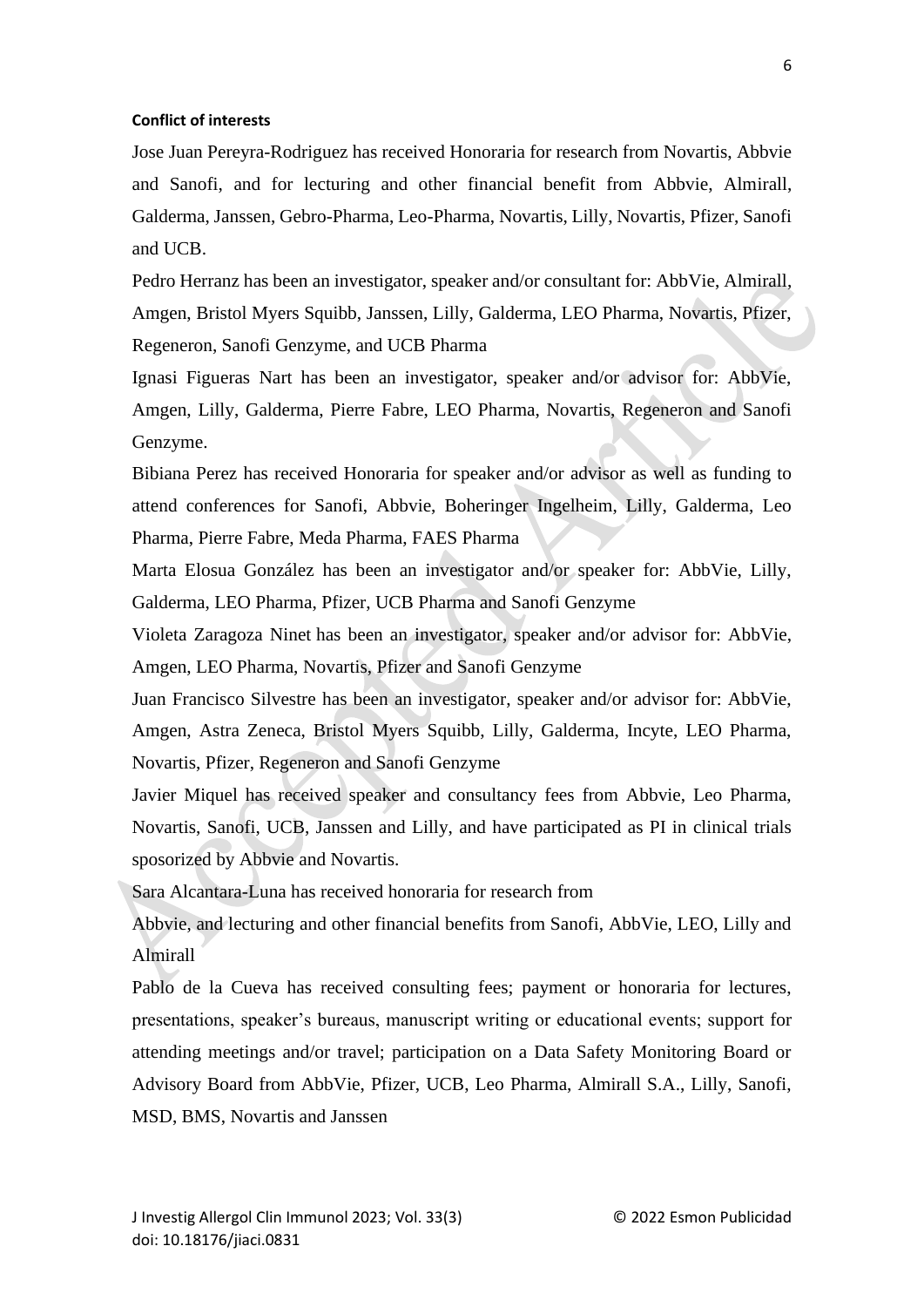**Conflict of interests**

Jose Juan Pereyra-Rodriguez has received Honoraria for research from Novartis, Abbvie and Sanofi, and for lecturing and other financial benefit from Abbvie, Almirall, Galderma, Janssen, Gebro-Pharma, Leo-Pharma, Novartis, Lilly, Novartis, Pfizer, Sanofi and UCB.

Pedro Herranz has been an investigator, speaker and/or consultant for: AbbVie, Almirall, Amgen, Bristol Myers Squibb, Janssen, Lilly, Galderma, LEO Pharma, Novartis, Pfizer, Regeneron, Sanofi Genzyme, and UCB Pharma

Ignasi Figueras Nart has been an investigator, speaker and/or advisor for: AbbVie, Amgen, Lilly, Galderma, Pierre Fabre, LEO Pharma, Novartis, Regeneron and Sanofi Genzyme.

Bibiana Perez has received Honoraria for speaker and/or advisor as well as funding to attend conferences for Sanofi, Abbvie, Boheringer Ingelheim, Lilly, Galderma, Leo Pharma, Pierre Fabre, Meda Pharma, FAES Pharma

Marta Elosua González has been an investigator and/or speaker for: AbbVie, Lilly, Galderma, LEO Pharma, Pfizer, UCB Pharma and Sanofi Genzyme

Violeta Zaragoza Ninet has been an investigator, speaker and/or advisor for: AbbVie, Amgen, LEO Pharma, Novartis, Pfizer and Sanofi Genzyme

Juan Francisco Silvestre has been an investigator, speaker and/or advisor for: AbbVie, Amgen, Astra Zeneca, Bristol Myers Squibb, Lilly, Galderma, Incyte, LEO Pharma, Novartis, Pfizer, Regeneron and Sanofi Genzyme

Javier Miquel has received speaker and consultancy fees from Abbvie, Leo Pharma, Novartis, Sanofi, UCB, Janssen and Lilly, and have participated as PI in clinical trials sposorized by Abbvie and Novartis.

Sara Alcantara-Luna has received honoraria for research from

Abbvie, and lecturing and other financial benefits from Sanofi, AbbVie, LEO, Lilly and Almirall

Pablo de la Cueva has received consulting fees; payment or honoraria for lectures, presentations, speaker's bureaus, manuscript writing or educational events; support for attending meetings and/or travel; participation on a Data Safety Monitoring Board or Advisory Board from AbbVie, Pfizer, UCB, Leo Pharma, Almirall S.A., Lilly, Sanofi, MSD, BMS, Novartis and Janssen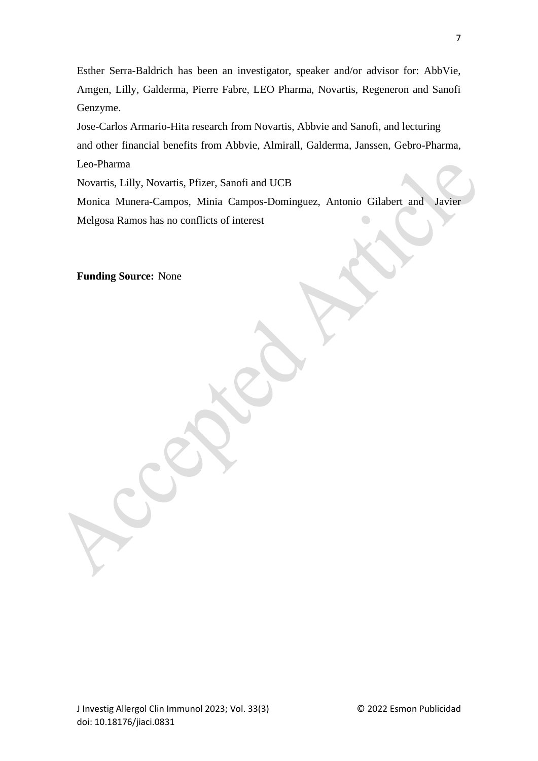Esther Serra-Baldrich has been an investigator, speaker and/or advisor for: AbbVie, Amgen, Lilly, Galderma, Pierre Fabre, LEO Pharma, Novartis, Regeneron and Sanofi Genzyme.

Jose-Carlos Armario-Hita research from Novartis, Abbvie and Sanofi, and lecturing and other financial benefits from Abbvie, Almirall, Galderma, Janssen, Gebro-Pharma, Leo-Pharma

Novartis, Lilly, Novartis, Pfizer, Sanofi and UCB

Monica Munera-Campos, Minia Campos-Dominguez, Antonio Gilabert and Javier Melgosa Ramos has no conflicts of interest

**Funding Source:** None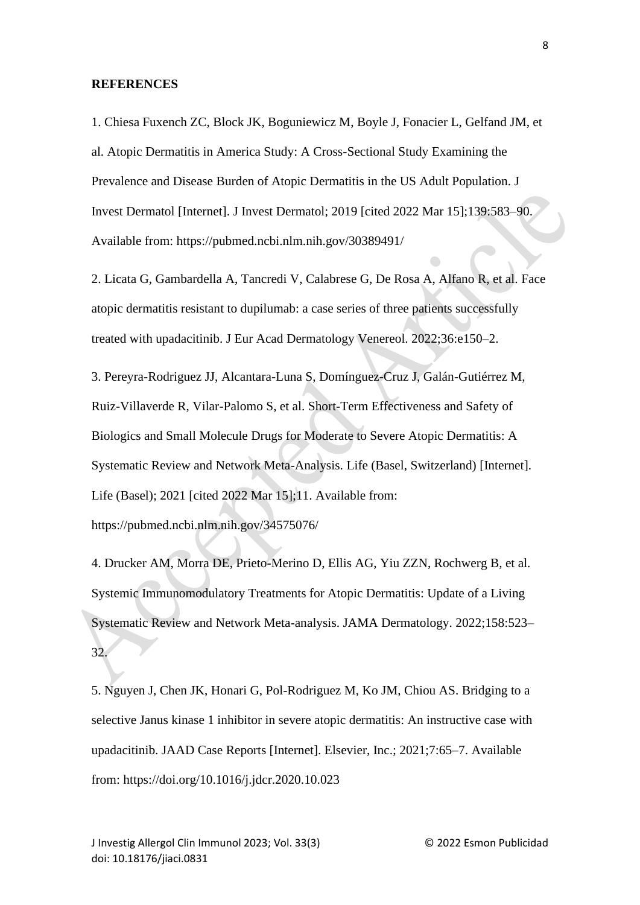**REFERENCES**

1. Chiesa Fuxench ZC, Block JK, Boguniewicz M, Boyle J, Fonacier L, Gelfand JM, et al. Atopic Dermatitis in America Study: A Cross-Sectional Study Examining the Prevalence and Disease Burden of Atopic Dermatitis in the US Adult Population. J Invest Dermatol [Internet]. J Invest Dermatol; 2019 [cited 2022 Mar 15];139:583–90. Available from: https://pubmed.ncbi.nlm.nih.gov/30389491/

2. Licata G, Gambardella A, Tancredi V, Calabrese G, De Rosa A, Alfano R, et al. Face atopic dermatitis resistant to dupilumab: a case series of three patients successfully treated with upadacitinib. J Eur Acad Dermatology Venereol. 2022;36:e150–2.

3. Pereyra-Rodriguez JJ, Alcantara-Luna S, Domínguez-Cruz J, Galán-Gutiérrez M, Ruiz-Villaverde R, Vilar-Palomo S, et al. Short-Term Effectiveness and Safety of Biologics and Small Molecule Drugs for Moderate to Severe Atopic Dermatitis: A Systematic Review and Network Meta-Analysis. Life (Basel, Switzerland) [Internet]. Life (Basel); 2021 [cited 2022 Mar 15];11. Available from: https://pubmed.ncbi.nlm.nih.gov/34575076/

4. Drucker AM, Morra DE, Prieto-Merino D, Ellis AG, Yiu ZZN, Rochwerg B, et al. Systemic Immunomodulatory Treatments for Atopic Dermatitis: Update of a Living Systematic Review and Network Meta-analysis. JAMA Dermatology. 2022;158:523–32.

5. Nguyen J, Chen JK, Honari G, Pol-Rodriguez M, Ko JM, Chiou AS. Bridging to a selective Janus kinase 1 inhibitor in severe atopic dermatitis: An instructive case with upadacitinib. JAAD Case Reports [Internet]. Elsevier, Inc.; 2021;7:65–7. Available from: https://doi.org/10.1016/j.jdcr.2020.10.023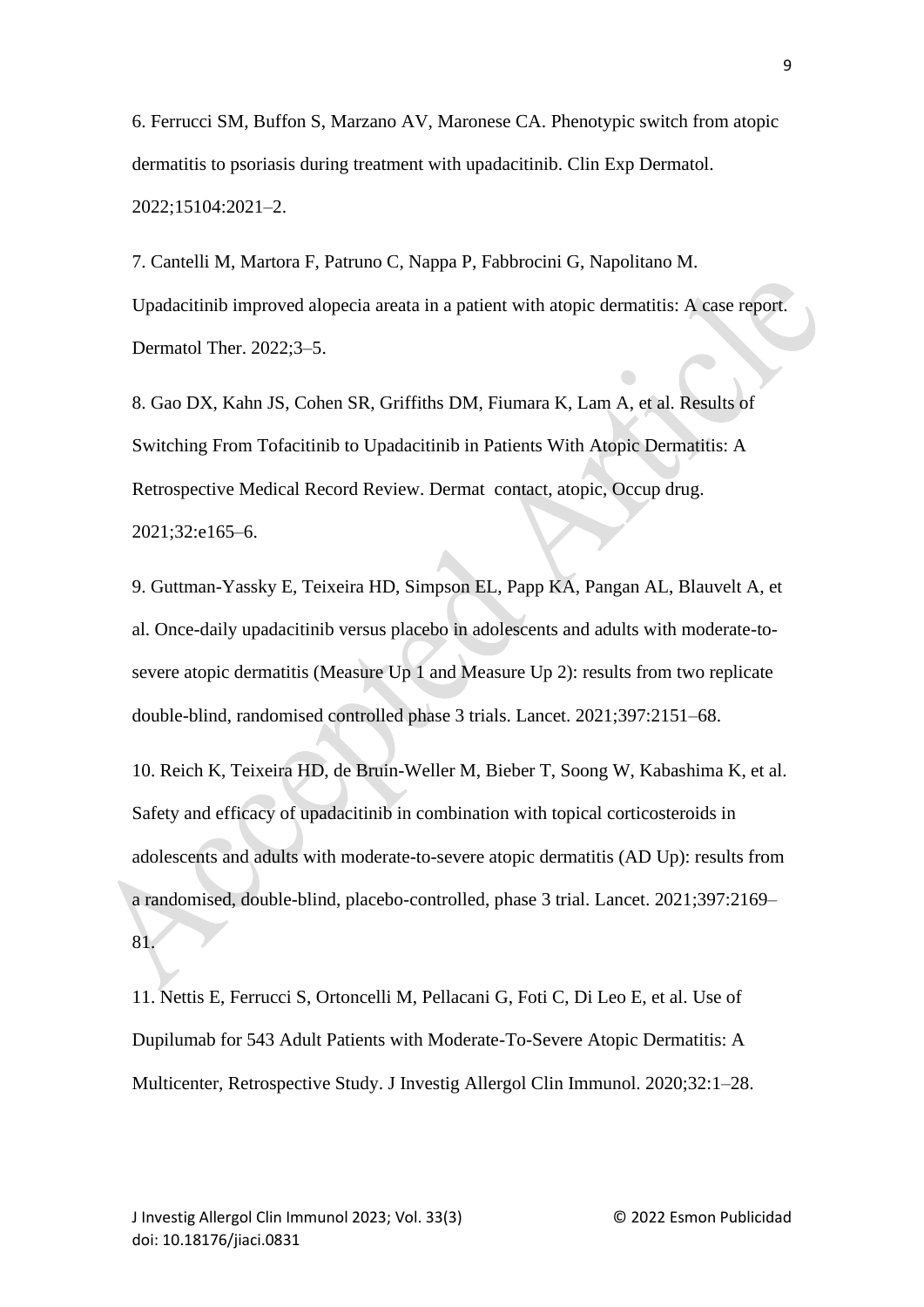6. Ferrucci SM, Buffon S, Marzano AV, Maronese CA. Phenotypic switch from atopic dermatitis to psoriasis during treatment with upadacitinib. Clin Exp Dermatol. 2022;15104:2021–2.

7. Cantelli M, Martora F, Patruno C, Nappa P, Fabbrocini G, Napolitano M. Upadacitinib improved alopecia areata in a patient with atopic dermatitis: A case report. Dermatol Ther. 2022;3–5.

8. Gao DX, Kahn JS, Cohen SR, Griffiths DM, Fiumara K, Lam A, et al. Results of Switching From Tofacitinib to Upadacitinib in Patients With Atopic Dermatitis: A Retrospective Medical Record Review. Dermat contact, atopic, Occup drug. 2021;32:e165–6.

9. Guttman-Yassky E, Teixeira HD, Simpson EL, Papp KA, Pangan AL, Blauvelt A, et al. Once-daily upadacitinib versus placebo in adolescents and adults with moderate-to-severe atopic dermatitis (Measure Up 1 and Measure Up 2): results from two replicate double-blind, randomised controlled phase 3 trials. Lancet. 2021;397:2151–68.

10. Reich K, Teixeira HD, de Bruin-Weller M, Bieber T, Soong W, Kabashima K, et al. Safety and efficacy of upadacitinib in combination with topical corticosteroids in adolescents and adults with moderate-to-severe atopic dermatitis (AD Up): results from a randomised, double-blind, placebo-controlled, phase 3 trial. Lancet. 2021;397:2169–81.

11. Nettis E, Ferrucci S, Ortoncelli M, Pellacani G, Foti C, Di Leo E, et al. Use of Dupilumab for 543 Adult Patients with Moderate-To-Severe Atopic Dermatitis: A Multicenter, Retrospective Study. J Investig Allergol Clin Immunol. 2020;32:1–28.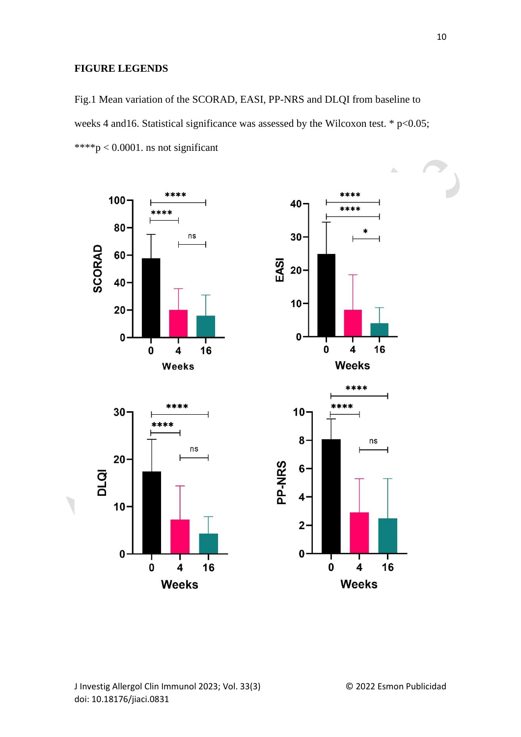**FIGURE LEGENDS**

Fig.1 Mean variation of the SCORAD, EASI, PP-NRS and DLQI from baseline to weeks 4 and16. Statistical significance was assessed by the Wilcoxon test. * $p<0.05$; ****$p < 0.0001$. ns not significant

SCORAD
100
80
60
40
20
0
0 4 16
Weeks
****
****
ns

EASI
40
30
20
10
0
0 4 16
Weeks
****
****
*

DLQI
30
20
10
0
0 4 16
Weeks
****
****
ns

PP-NRS
10
8
6
4
2
0
0 4 16
Weeks
****
****
ns